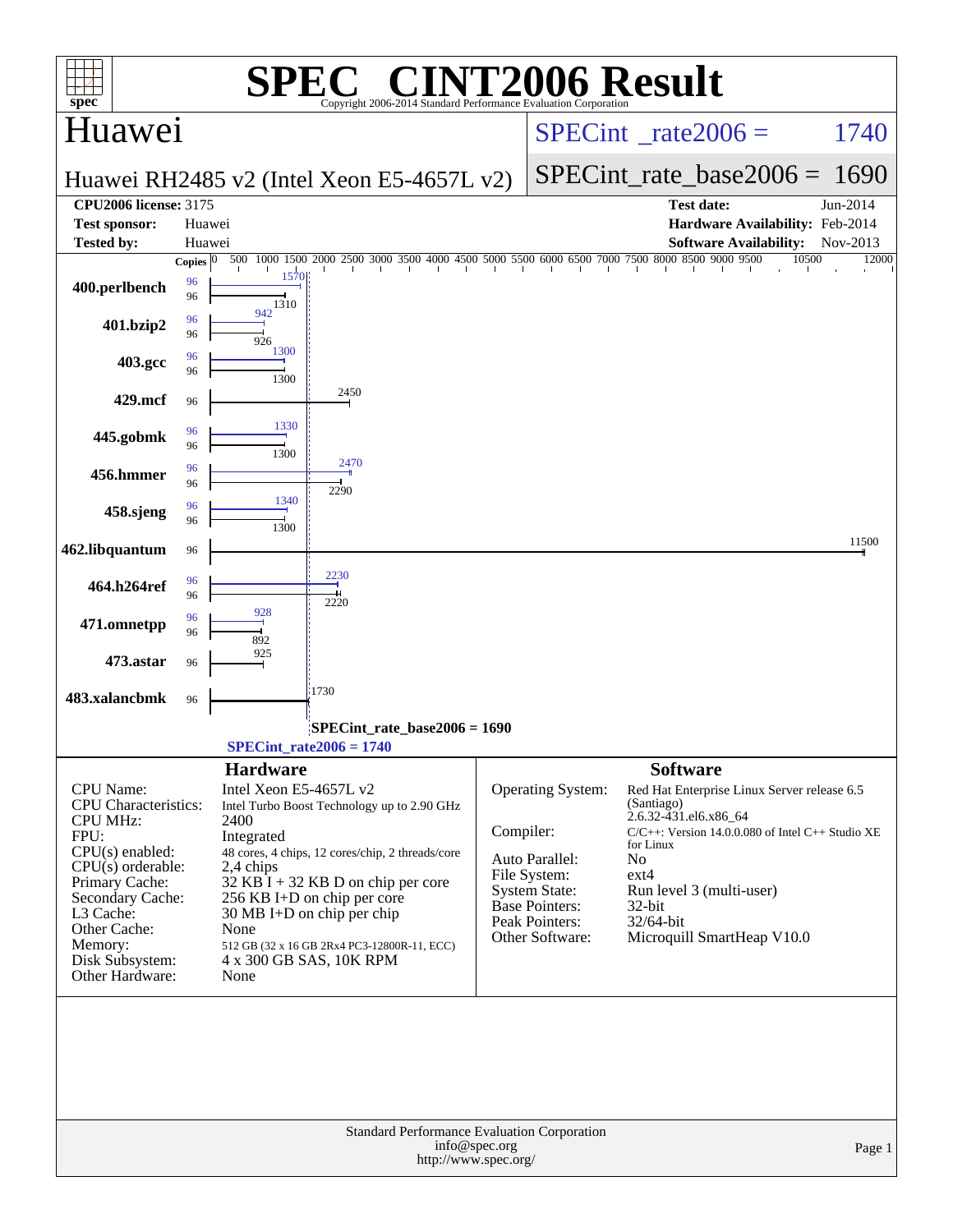# SPEC® CINT2006 Result

Copyright 2006-2014 Standard Performance Evaluation Corporation

## Huawei

Huawei RH2485 v2 (Intel Xeon E5-4657L v2)

SPECint_rate2006 = 1740

SPECint_rate_base2006 = 1690

| | | | |
|---|---|---|---|
| **CPU2006 license:** 3175 | | **Test date:** | Jun-2014 |
| **Test sponsor:** | Huawei | **Hardware Availability:** | Feb-2014 |
| **Tested by:** | Huawei | **Software Availability:** | Nov-2013 |

| Benchmark | Copies (peak) | Peak | Copies (base) | Base |
|---|---|---|---|---|
| 400.perlbench | 96 | 1570 | 96 | 1310 |
| 401.bzip2 | 96 | 942 | 96 | 926 |
| 403.gcc | 96 | 1300 | 96 | 1300 |
| 429.mcf | | | 96 | 2450 |
| 445.gobmk | 96 | 1330 | 96 | 1300 |
| 456.hmmer | 96 | 2470 | 96 | 2290 |
| 458.sjeng | 96 | 1340 | 96 | 1300 |
| 462.libquantum | | | 96 | 11500 |
| 464.h264ref | 96 | 2230 | 96 | 2220 |
| 471.omnetpp | 96 | 928 | 96 | 892 |
| 473.astar | | | 96 | 925 |
| 483.xalancbmk | | | 96 | 1730 |

SPECint_rate_base2006 = 1690

SPECint_rate2006 = 1740

### Hardware

| | |
|---|---|
| CPU Name: | Intel Xeon E5-4657L v2 |
| CPU Characteristics: | Intel Turbo Boost Technology up to 2.90 GHz |
| CPU MHz: | 2400 |
| FPU: | Integrated |
| CPU(s) enabled: | 48 cores, 4 chips, 12 cores/chip, 2 threads/core |
| CPU(s) orderable: | 2,4 chips |
| Primary Cache: | 32 KB I + 32 KB D on chip per core |
| Secondary Cache: | 256 KB I+D on chip per core |
| L3 Cache: | 30 MB I+D on chip per chip |
| Other Cache: | None |
| Memory: | 512 GB (32 x 16 GB 2Rx4 PC3-12800R-11, ECC) |
| Disk Subsystem: | 4 x 300 GB SAS, 10K RPM |
| Other Hardware: | None |

### Software

| | |
|---|---|
| Operating System: | Red Hat Enterprise Linux Server release 6.5 (Santiago) 2.6.32-431.el6.x86_64 |
| Compiler: | C/C++: Version 14.0.0.080 of Intel C++ Studio XE for Linux |
| Auto Parallel: | No |
| File System: | ext4 |
| System State: | Run level 3 (multi-user) |
| Base Pointers: | 32-bit |
| Peak Pointers: | 32/64-bit |
| Other Software: | Microquill SmartHeap V10.0 |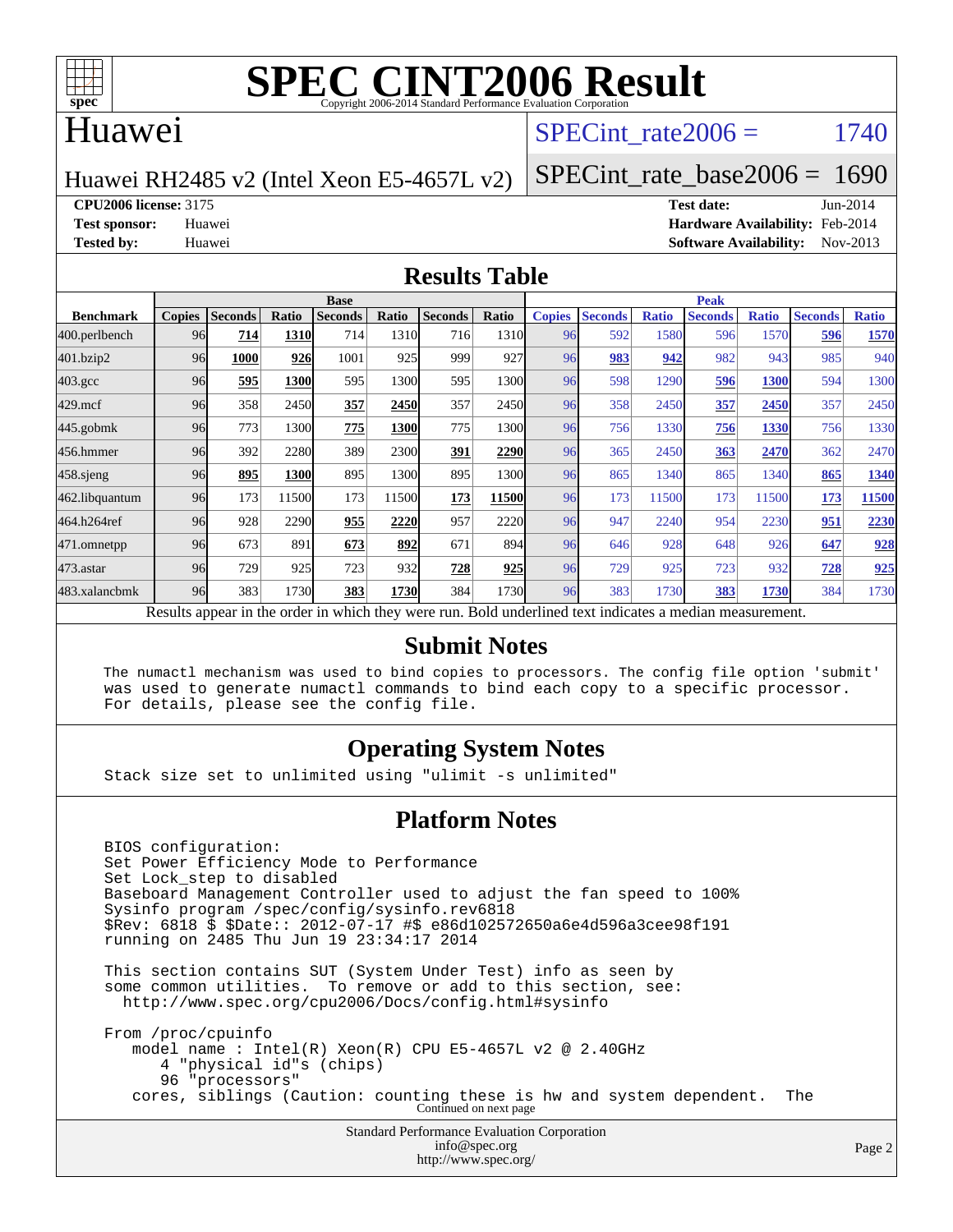# SPEC CINT2006 Result

Copyright 2006-2014 Standard Performance Evaluation Corporation

## Huawei

Huawei RH2485 v2 (Intel Xeon E5-4657L v2)

SPECint_rate2006 = 1740

SPECint_rate_base2006 = 1690

**CPU2006 license:** 3175
**Test sponsor:** Huawei
**Tested by:** Huawei

**Test date:** Jun-2014
**Hardware Availability:** Feb-2014
**Software Availability:** Nov-2013

## Results Table

| Benchmark | Base | | | | | | | Peak | | | | | | |
|---|---|---|---|---|---|---|---|---|---|---|---|---|---|---|
| | Copies | Seconds | Ratio | Seconds | Ratio | Seconds | Ratio | Copies | Seconds | Ratio | Seconds | Ratio | Seconds | Ratio |
| 400.perlbench | 96 | **714** | **1310** | 714 | 1310 | 716 | 1310 | 96 | 592 | 1580 | 596 | 1570 | **596** | **1570** |
| 401.bzip2 | 96 | **1000** | **926** | 1001 | 925 | 999 | 927 | 96 | **983** | **942** | 982 | 943 | 985 | 940 |
| 403.gcc | 96 | **595** | **1300** | 595 | 1300 | 595 | 1300 | 96 | 598 | 1290 | **596** | **1300** | 594 | 1300 |
| 429.mcf | 96 | 358 | 2450 | **357** | **2450** | 357 | 2450 | 96 | 358 | 2450 | **357** | **2450** | 357 | 2450 |
| 445.gobmk | 96 | 773 | 1300 | **775** | **1300** | 775 | 1300 | 96 | 756 | 1330 | **756** | **1330** | 756 | 1330 |
| 456.hmmer | 96 | 392 | 2280 | 389 | 2300 | **391** | **2290** | 96 | 365 | 2450 | **363** | **2470** | 362 | 2470 |
| 458.sjeng | 96 | **895** | **1300** | 895 | 1300 | 895 | 1300 | 96 | 865 | 1340 | 865 | 1340 | **865** | **1340** |
| 462.libquantum | 96 | 173 | 11500 | 173 | 11500 | **173** | **11500** | 96 | 173 | 11500 | 173 | 11500 | **173** | **11500** |
| 464.h264ref | 96 | 928 | 2290 | **955** | **2220** | 957 | 2220 | 96 | 947 | 2240 | 954 | 2230 | **951** | **2230** |
| 471.omnetpp | 96 | 673 | 891 | **673** | **892** | 671 | 894 | 96 | 646 | 928 | 648 | 926 | **647** | **928** |
| 473.astar | 96 | 729 | 925 | 723 | 932 | **728** | **925** | 96 | 729 | 925 | 723 | 932 | **728** | **925** |
| 483.xalancbmk | 96 | 383 | 1730 | **383** | **1730** | 384 | 1730 | 96 | 383 | 1730 | **383** | **1730** | 384 | 1730 |

Results appear in the order in which they were run. Bold underlined text indicates a median measurement.

## Submit Notes

```
The numactl mechanism was used to bind copies to processors. The config file option 'submit'
was used to generate numactl commands to bind each copy to a specific processor.
For details, please see the config file.
```

## Operating System Notes

```
Stack size set to unlimited using "ulimit -s unlimited"
```

## Platform Notes

```
BIOS configuration:
Set Power Efficiency Mode to Performance
Set Lock_step to disabled
Baseboard Management Controller used to adjust the fan speed to 100%
Sysinfo program /spec/config/sysinfo.rev6818
$Rev: 6818 $ $Date:: 2012-07-17 #$ e86d102572650a6e4d596a3cee98f191
running on 2485 Thu Jun 19 23:34:17 2014

This section contains SUT (System Under Test) info as seen by
some common utilities.  To remove or add to this section, see:
  http://www.spec.org/cpu2006/Docs/config.html#sysinfo

From /proc/cpuinfo
   model name : Intel(R) Xeon(R) CPU E5-4657L v2 @ 2.40GHz
      4 "physical id"s (chips)
      96 "processors"
   cores, siblings (Caution: counting these is hw and system dependent.  The
```

Continued on next page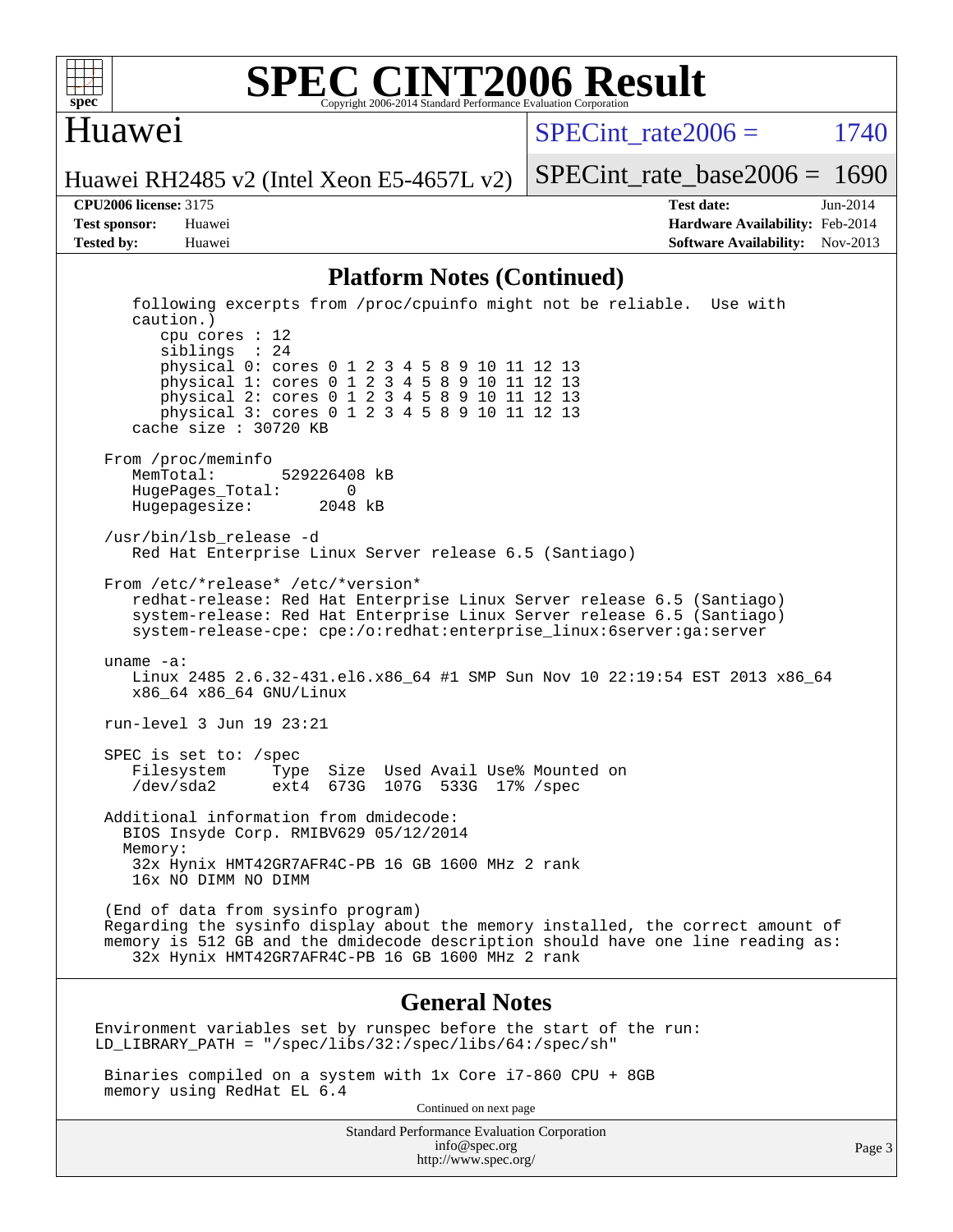# SPEC CINT2006 Result

Copyright 2006-2014 Standard Performance Evaluation Corporation

## Huawei

Huawei RH2485 v2 (Intel Xeon E5-4657L v2)

SPECint_rate2006 = 1740

SPECint_rate_base2006 = 1690

**CPU2006 license:** 3175
**Test sponsor:** Huawei
**Tested by:** Huawei

**Test date:** Jun-2014
**Hardware Availability:** Feb-2014
**Software Availability:** Nov-2013

### Platform Notes (Continued)

```
    following excerpts from /proc/cpuinfo might not be reliable.  Use with
    caution.)
       cpu cores : 12
       siblings  : 24
       physical 0: cores 0 1 2 3 4 5 8 9 10 11 12 13
       physical 1: cores 0 1 2 3 4 5 8 9 10 11 12 13
       physical 2: cores 0 1 2 3 4 5 8 9 10 11 12 13
       physical 3: cores 0 1 2 3 4 5 8 9 10 11 12 13
    cache size : 30720 KB

 From /proc/meminfo
    MemTotal:       529226408 kB
    HugePages_Total:       0
    Hugepagesize:       2048 kB

 /usr/bin/lsb_release -d
    Red Hat Enterprise Linux Server release 6.5 (Santiago)

 From /etc/*release* /etc/*version*
    redhat-release: Red Hat Enterprise Linux Server release 6.5 (Santiago)
    system-release: Red Hat Enterprise Linux Server release 6.5 (Santiago)
    system-release-cpe: cpe:/o:redhat:enterprise_linux:6server:ga:server

 uname -a:
    Linux 2485 2.6.32-431.el6.x86_64 #1 SMP Sun Nov 10 22:19:54 EST 2013 x86_64
    x86_64 x86_64 GNU/Linux

 run-level 3 Jun 19 23:21

 SPEC is set to: /spec
    Filesystem     Type  Size  Used Avail Use% Mounted on
    /dev/sda2      ext4  673G  107G  533G  17% /spec

 Additional information from dmidecode:
   BIOS Insyde Corp. RMIBV629 05/12/2014
   Memory:
    32x Hynix HMT42GR7AFR4C-PB 16 GB 1600 MHz 2 rank
    16x NO DIMM NO DIMM

 (End of data from sysinfo program)
 Regarding the sysinfo display about the memory installed, the correct amount of
 memory is 512 GB and the dmidecode description should have one line reading as:
    32x Hynix HMT42GR7AFR4C-PB 16 GB 1600 MHz 2 rank
```

### General Notes

```
Environment variables set by runspec before the start of the run:
LD_LIBRARY_PATH = "/spec/libs/32:/spec/libs/64:/spec/sh"

 Binaries compiled on a system with 1x Core i7-860 CPU + 8GB
 memory using RedHat EL 6.4
```

Continued on next page

Standard Performance Evaluation Corporation
info@spec.org
http://www.spec.org/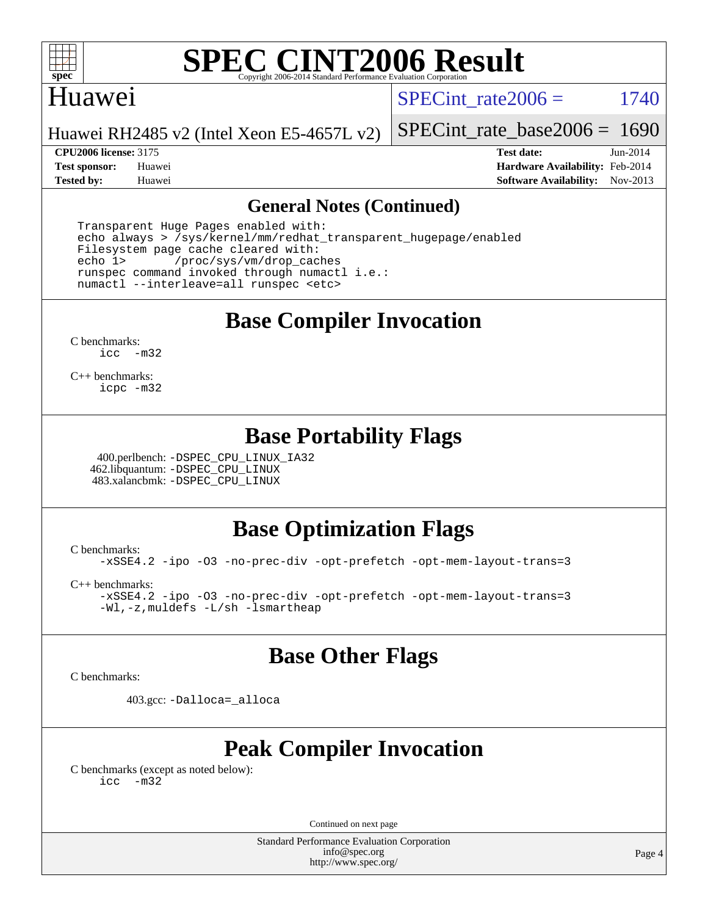# SPEC CINT2006 Result

## Huawei

Huawei RH2485 v2 (Intel Xeon E5-4657L v2)

SPECint_rate2006 = 1740

SPECint_rate_base2006 = 1690

**CPU2006 license:** 3175
**Test sponsor:** Huawei
**Tested by:** Huawei

**Test date:** Jun-2014
**Hardware Availability:** Feb-2014
**Software Availability:** Nov-2013

## General Notes (Continued)

```
Transparent Huge Pages enabled with:
echo always > /sys/kernel/mm/redhat_transparent_hugepage/enabled
Filesystem page cache cleared with:
echo 1>       /proc/sys/vm/drop_caches
runspec command invoked through numactl i.e.:
numactl --interleave=all runspec <etc>
```

## Base Compiler Invocation

C benchmarks:
icc -m32

C++ benchmarks:
icpc -m32

## Base Portability Flags

400.perlbench: -DSPEC_CPU_LINUX_IA32
462.libquantum: -DSPEC_CPU_LINUX
483.xalancbmk: -DSPEC_CPU_LINUX

## Base Optimization Flags

C benchmarks:
-xSSE4.2 -ipo -O3 -no-prec-div -opt-prefetch -opt-mem-layout-trans=3

C++ benchmarks:
-xSSE4.2 -ipo -O3 -no-prec-div -opt-prefetch -opt-mem-layout-trans=3
-Wl,-z,muldefs -L/sh -lsmartheap

## Base Other Flags

C benchmarks:

403.gcc: -Dalloca=_alloca

## Peak Compiler Invocation

C benchmarks (except as noted below):
icc -m32

Continued on next page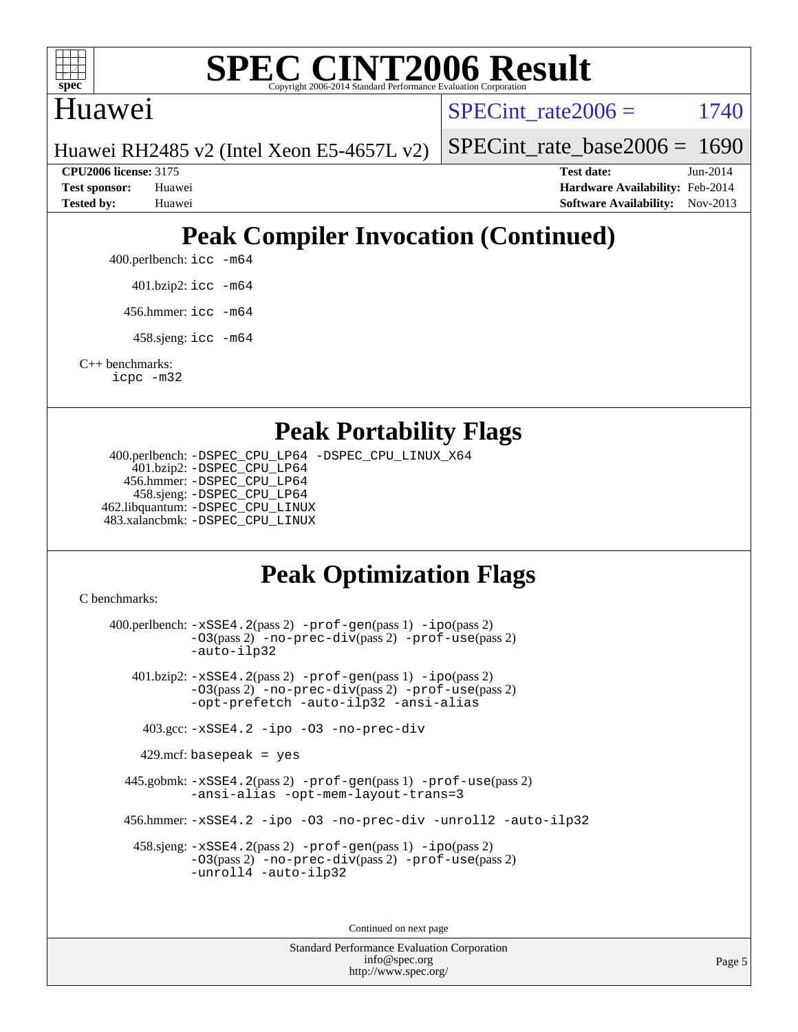# Peak Compiler Invocation (Continued)

400.perlbench: `icc -m64`

401.bzip2: `icc -m64`

456.hmmer: `icc -m64`

458.sjeng: `icc -m64`

C++ benchmarks:
`icpc -m32`

# Peak Portability Flags

400.perlbench: `-DSPEC_CPU_LP64 -DSPEC_CPU_LINUX_X64`
401.bzip2: `-DSPEC_CPU_LP64`
456.hmmer: `-DSPEC_CPU_LP64`
458.sjeng: `-DSPEC_CPU_LP64`
462.libquantum: `-DSPEC_CPU_LINUX`
483.xalancbmk: `-DSPEC_CPU_LINUX`

# Peak Optimization Flags

C benchmarks:

400.perlbench: `-xSSE4.2`(pass 2) `-prof-gen`(pass 1) `-ipo`(pass 2) `-O3`(pass 2) `-no-prec-div`(pass 2) `-prof-use`(pass 2) `-auto-ilp32`

401.bzip2: `-xSSE4.2`(pass 2) `-prof-gen`(pass 1) `-ipo`(pass 2) `-O3`(pass 2) `-no-prec-div`(pass 2) `-prof-use`(pass 2) `-opt-prefetch -auto-ilp32 -ansi-alias`

403.gcc: `-xSSE4.2 -ipo -O3 -no-prec-div`

429.mcf: `basepeak = yes`

445.gobmk: `-xSSE4.2`(pass 2) `-prof-gen`(pass 1) `-prof-use`(pass 2) `-ansi-alias -opt-mem-layout-trans=3`

456.hmmer: `-xSSE4.2 -ipo -O3 -no-prec-div -unroll2 -auto-ilp32`

458.sjeng: `-xSSE4.2`(pass 2) `-prof-gen`(pass 1) `-ipo`(pass 2) `-O3`(pass 2) `-no-prec-div`(pass 2) `-prof-use`(pass 2) `-unroll4 -auto-ilp32`

Continued on next page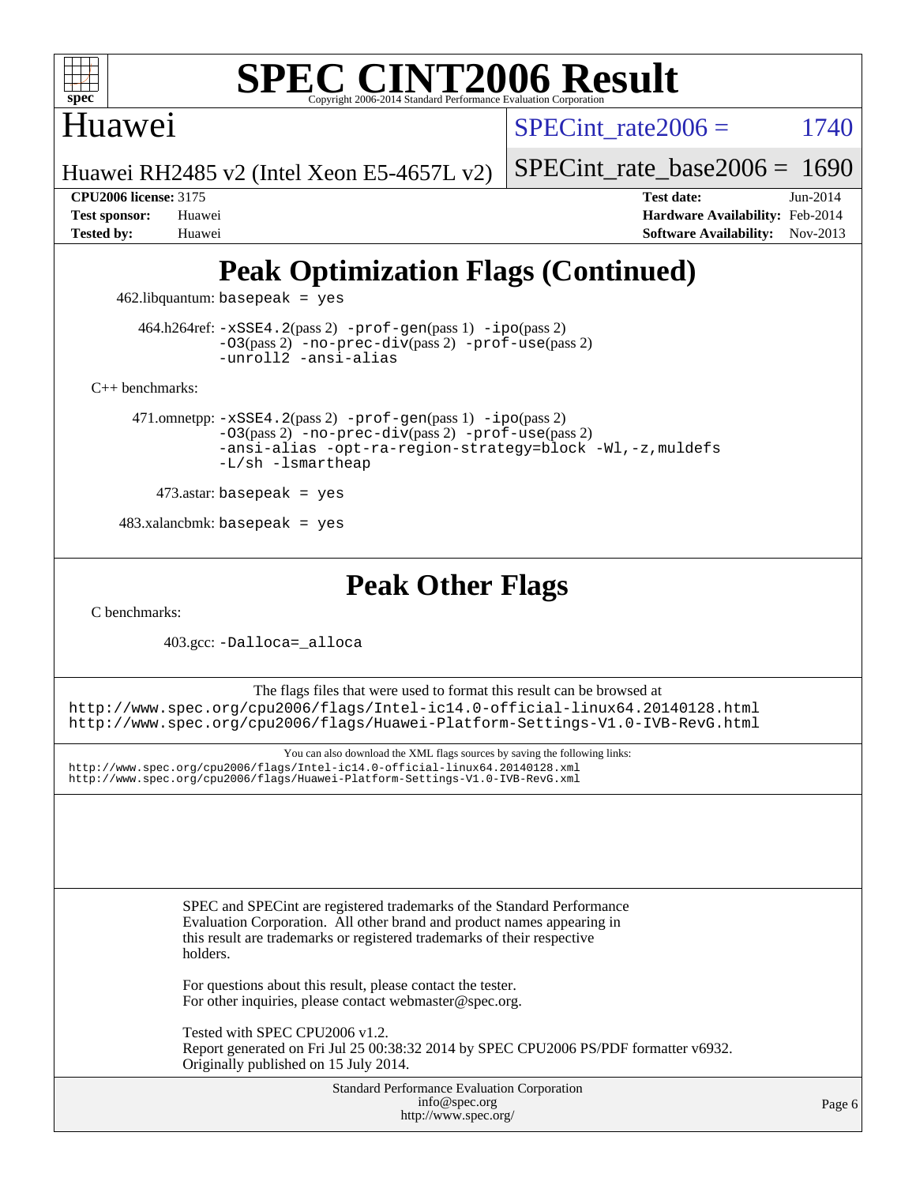# Peak Optimization Flags (Continued)

462.libquantum: basepeak = yes

464.h264ref: -xSSE4.2(pass 2) -prof-gen(pass 1) -ipo(pass 2)
-O3(pass 2) -no-prec-div(pass 2) -prof-use(pass 2)
-unroll2 -ansi-alias

C++ benchmarks:

471.omnetpp: -xSSE4.2(pass 2) -prof-gen(pass 1) -ipo(pass 2)
-O3(pass 2) -no-prec-div(pass 2) -prof-use(pass 2)
-ansi-alias -opt-ra-region-strategy=block -Wl,-z,muldefs
-L/sh -lsmartheap

473.astar: basepeak = yes

483.xalancbmk: basepeak = yes

# Peak Other Flags

C benchmarks:

403.gcc: -Dalloca=_alloca

The flags files that were used to format this result can be browsed at
http://www.spec.org/cpu2006/flags/Intel-ic14.0-official-linux64.20140128.html
http://www.spec.org/cpu2006/flags/Huawei-Platform-Settings-V1.0-IVB-RevG.html

You can also download the XML flags sources by saving the following links:
http://www.spec.org/cpu2006/flags/Intel-ic14.0-official-linux64.20140128.xml
http://www.spec.org/cpu2006/flags/Huawei-Platform-Settings-V1.0-IVB-RevG.xml

SPEC and SPECint are registered trademarks of the Standard Performance Evaluation Corporation. All other brand and product names appearing in this result are trademarks or registered trademarks of their respective holders.

For questions about this result, please contact the tester.
For other inquiries, please contact webmaster@spec.org.

Tested with SPEC CPU2006 v1.2.
Report generated on Fri Jul 25 00:38:32 2014 by SPEC CPU2006 PS/PDF formatter v6932.
Originally published on 15 July 2014.